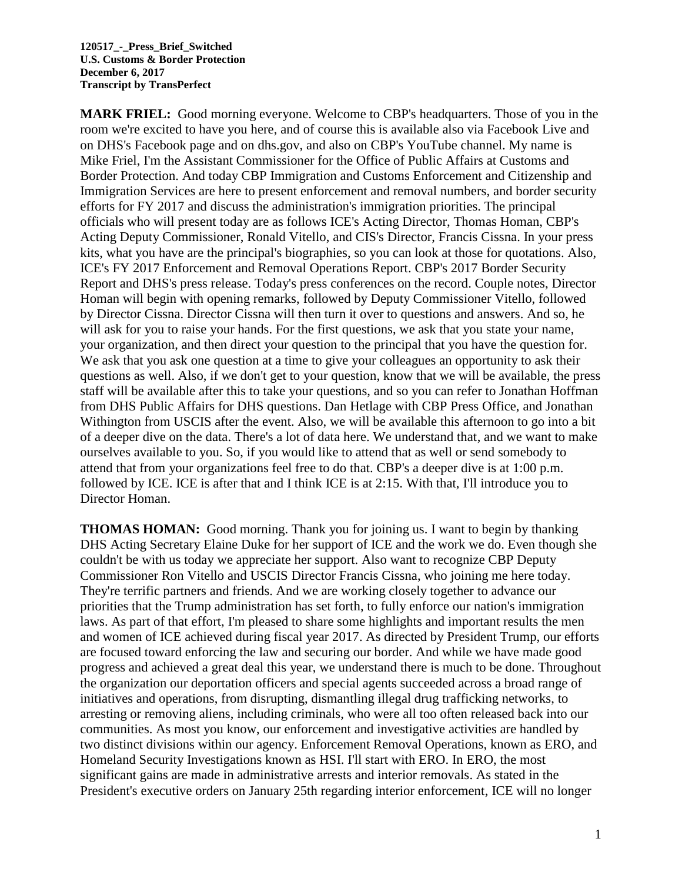**120517_-_Press_Brief_Switched**
**U.S. Customs & Border Protection**
**December 6, 2017**
**Transcript by TransPerfect**

**MARK FRIEL:** Good morning everyone. Welcome to CBP's headquarters. Those of you in the room we're excited to have you here, and of course this is available also via Facebook Live and on DHS's Facebook page and on dhs.gov, and also on CBP's YouTube channel. My name is Mike Friel, I'm the Assistant Commissioner for the Office of Public Affairs at Customs and Border Protection. And today CBP Immigration and Customs Enforcement and Citizenship and Immigration Services are here to present enforcement and removal numbers, and border security efforts for FY 2017 and discuss the administration's immigration priorities. The principal officials who will present today are as follows ICE's Acting Director, Thomas Homan, CBP's Acting Deputy Commissioner, Ronald Vitello, and CIS's Director, Francis Cissna. In your press kits, what you have are the principal's biographies, so you can look at those for quotations. Also, ICE's FY 2017 Enforcement and Removal Operations Report. CBP's 2017 Border Security Report and DHS's press release. Today's press conferences on the record. Couple notes, Director Homan will begin with opening remarks, followed by Deputy Commissioner Vitello, followed by Director Cissna. Director Cissna will then turn it over to questions and answers. And so, he will ask for you to raise your hands. For the first questions, we ask that you state your name, your organization, and then direct your question to the principal that you have the question for. We ask that you ask one question at a time to give your colleagues an opportunity to ask their questions as well. Also, if we don't get to your question, know that we will be available, the press staff will be available after this to take your questions, and so you can refer to Jonathan Hoffman from DHS Public Affairs for DHS questions. Dan Hetlage with CBP Press Office, and Jonathan Withington from USCIS after the event. Also, we will be available this afternoon to go into a bit of a deeper dive on the data. There's a lot of data here. We understand that, and we want to make ourselves available to you. So, if you would like to attend that as well or send somebody to attend that from your organizations feel free to do that. CBP's a deeper dive is at 1:00 p.m. followed by ICE. ICE is after that and I think ICE is at 2:15. With that, I'll introduce you to Director Homan.

**THOMAS HOMAN:** Good morning. Thank you for joining us. I want to begin by thanking DHS Acting Secretary Elaine Duke for her support of ICE and the work we do. Even though she couldn't be with us today we appreciate her support. Also want to recognize CBP Deputy Commissioner Ron Vitello and USCIS Director Francis Cissna, who joining me here today. They're terrific partners and friends. And we are working closely together to advance our priorities that the Trump administration has set forth, to fully enforce our nation's immigration laws. As part of that effort, I'm pleased to share some highlights and important results the men and women of ICE achieved during fiscal year 2017. As directed by President Trump, our efforts are focused toward enforcing the law and securing our border. And while we have made good progress and achieved a great deal this year, we understand there is much to be done. Throughout the organization our deportation officers and special agents succeeded across a broad range of initiatives and operations, from disrupting, dismantling illegal drug trafficking networks, to arresting or removing aliens, including criminals, who were all too often released back into our communities. As most you know, our enforcement and investigative activities are handled by two distinct divisions within our agency. Enforcement Removal Operations, known as ERO, and Homeland Security Investigations known as HSI. I'll start with ERO. In ERO, the most significant gains are made in administrative arrests and interior removals. As stated in the President's executive orders on January 25th regarding interior enforcement, ICE will no longer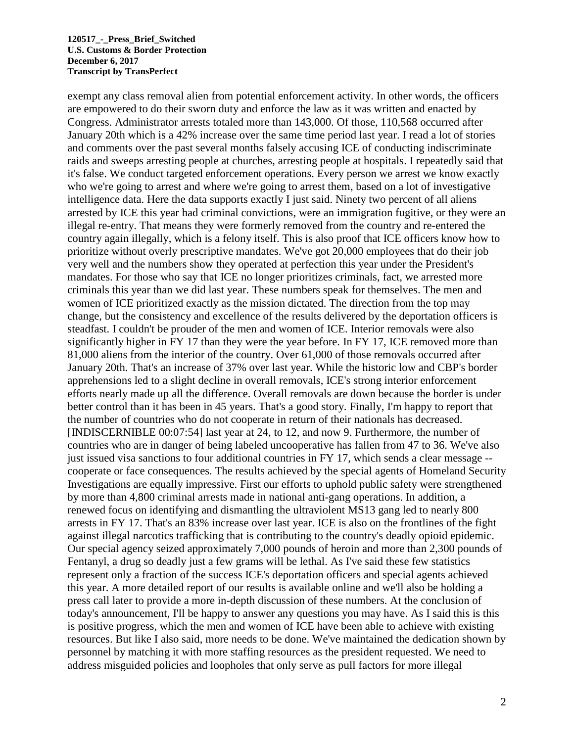exempt any class removal alien from potential enforcement activity. In other words, the officers are empowered to do their sworn duty and enforce the law as it was written and enacted by Congress. Administrator arrests totaled more than 143,000. Of those, 110,568 occurred after January 20th which is a 42% increase over the same time period last year. I read a lot of stories and comments over the past several months falsely accusing ICE of conducting indiscriminate raids and sweeps arresting people at churches, arresting people at hospitals. I repeatedly said that it's false. We conduct targeted enforcement operations. Every person we arrest we know exactly who we're going to arrest and where we're going to arrest them, based on a lot of investigative intelligence data. Here the data supports exactly I just said. Ninety two percent of all aliens arrested by ICE this year had criminal convictions, were an immigration fugitive, or they were an illegal re-entry. That means they were formerly removed from the country and re-entered the country again illegally, which is a felony itself. This is also proof that ICE officers know how to prioritize without overly prescriptive mandates. We've got 20,000 employees that do their job very well and the numbers show they operated at perfection this year under the President's mandates. For those who say that ICE no longer prioritizes criminals, fact, we arrested more criminals this year than we did last year. These numbers speak for themselves. The men and women of ICE prioritized exactly as the mission dictated. The direction from the top may change, but the consistency and excellence of the results delivered by the deportation officers is steadfast. I couldn't be prouder of the men and women of ICE. Interior removals were also significantly higher in FY 17 than they were the year before. In FY 17, ICE removed more than 81,000 aliens from the interior of the country. Over 61,000 of those removals occurred after January 20th. That's an increase of 37% over last year. While the historic low and CBP's border apprehensions led to a slight decline in overall removals, ICE's strong interior enforcement efforts nearly made up all the difference. Overall removals are down because the border is under better control than it has been in 45 years. That's a good story. Finally, I'm happy to report that the number of countries who do not cooperate in return of their nationals has decreased. [INDISCERNIBLE 00:07:54] last year at 24, to 12, and now 9. Furthermore, the number of countries who are in danger of being labeled uncooperative has fallen from 47 to 36. We've also just issued visa sanctions to four additional countries in FY 17, which sends a clear message -- cooperate or face consequences. The results achieved by the special agents of Homeland Security Investigations are equally impressive. First our efforts to uphold public safety were strengthened by more than 4,800 criminal arrests made in national anti-gang operations. In addition, a renewed focus on identifying and dismantling the ultraviolent MS13 gang led to nearly 800 arrests in FY 17. That's an 83% increase over last year. ICE is also on the frontlines of the fight against illegal narcotics trafficking that is contributing to the country's deadly opioid epidemic. Our special agency seized approximately 7,000 pounds of heroin and more than 2,300 pounds of Fentanyl, a drug so deadly just a few grams will be lethal. As I've said these few statistics represent only a fraction of the success ICE's deportation officers and special agents achieved this year. A more detailed report of our results is available online and we'll also be holding a press call later to provide a more in-depth discussion of these numbers. At the conclusion of today's announcement, I'll be happy to answer any questions you may have. As I said this is this is positive progress, which the men and women of ICE have been able to achieve with existing resources. But like I also said, more needs to be done. We've maintained the dedication shown by personnel by matching it with more staffing resources as the president requested. We need to address misguided policies and loopholes that only serve as pull factors for more illegal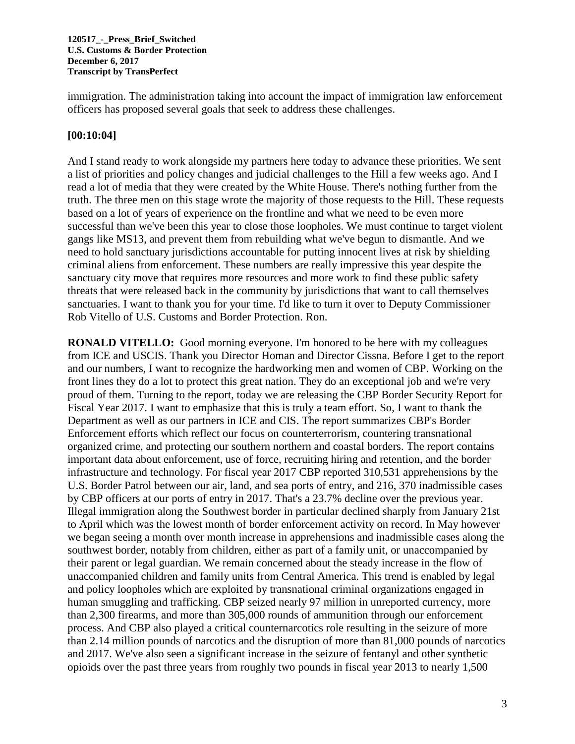immigration. The administration taking into account the impact of immigration law enforcement officers has proposed several goals that seek to address these challenges.

**[00:10:04]**

And I stand ready to work alongside my partners here today to advance these priorities. We sent a list of priorities and policy changes and judicial challenges to the Hill a few weeks ago. And I read a lot of media that they were created by the White House. There's nothing further from the truth. The three men on this stage wrote the majority of those requests to the Hill. These requests based on a lot of years of experience on the frontline and what we need to be even more successful than we've been this year to close those loopholes. We must continue to target violent gangs like MS13, and prevent them from rebuilding what we've begun to dismantle. And we need to hold sanctuary jurisdictions accountable for putting innocent lives at risk by shielding criminal aliens from enforcement. These numbers are really impressive this year despite the sanctuary city move that requires more resources and more work to find these public safety threats that were released back in the community by jurisdictions that want to call themselves sanctuaries. I want to thank you for your time. I'd like to turn it over to Deputy Commissioner Rob Vitello of U.S. Customs and Border Protection. Ron.

**RONALD VITELLO:** Good morning everyone. I'm honored to be here with my colleagues from ICE and USCIS. Thank you Director Homan and Director Cissna. Before I get to the report and our numbers, I want to recognize the hardworking men and women of CBP. Working on the front lines they do a lot to protect this great nation. They do an exceptional job and we're very proud of them. Turning to the report, today we are releasing the CBP Border Security Report for Fiscal Year 2017. I want to emphasize that this is truly a team effort. So, I want to thank the Department as well as our partners in ICE and CIS. The report summarizes CBP's Border Enforcement efforts which reflect our focus on counterterrorism, countering transnational organized crime, and protecting our southern northern and coastal borders. The report contains important data about enforcement, use of force, recruiting hiring and retention, and the border infrastructure and technology. For fiscal year 2017 CBP reported 310,531 apprehensions by the U.S. Border Patrol between our air, land, and sea ports of entry, and 216, 370 inadmissible cases by CBP officers at our ports of entry in 2017. That's a 23.7% decline over the previous year. Illegal immigration along the Southwest border in particular declined sharply from January 21st to April which was the lowest month of border enforcement activity on record. In May however we began seeing a month over month increase in apprehensions and inadmissible cases along the southwest border, notably from children, either as part of a family unit, or unaccompanied by their parent or legal guardian. We remain concerned about the steady increase in the flow of unaccompanied children and family units from Central America. This trend is enabled by legal and policy loopholes which are exploited by transnational criminal organizations engaged in human smuggling and trafficking. CBP seized nearly 97 million in unreported currency, more than 2,300 firearms, and more than 305,000 rounds of ammunition through our enforcement process. And CBP also played a critical counternarcotics role resulting in the seizure of more than 2.14 million pounds of narcotics and the disruption of more than 81,000 pounds of narcotics and 2017. We've also seen a significant increase in the seizure of fentanyl and other synthetic opioids over the past three years from roughly two pounds in fiscal year 2013 to nearly 1,500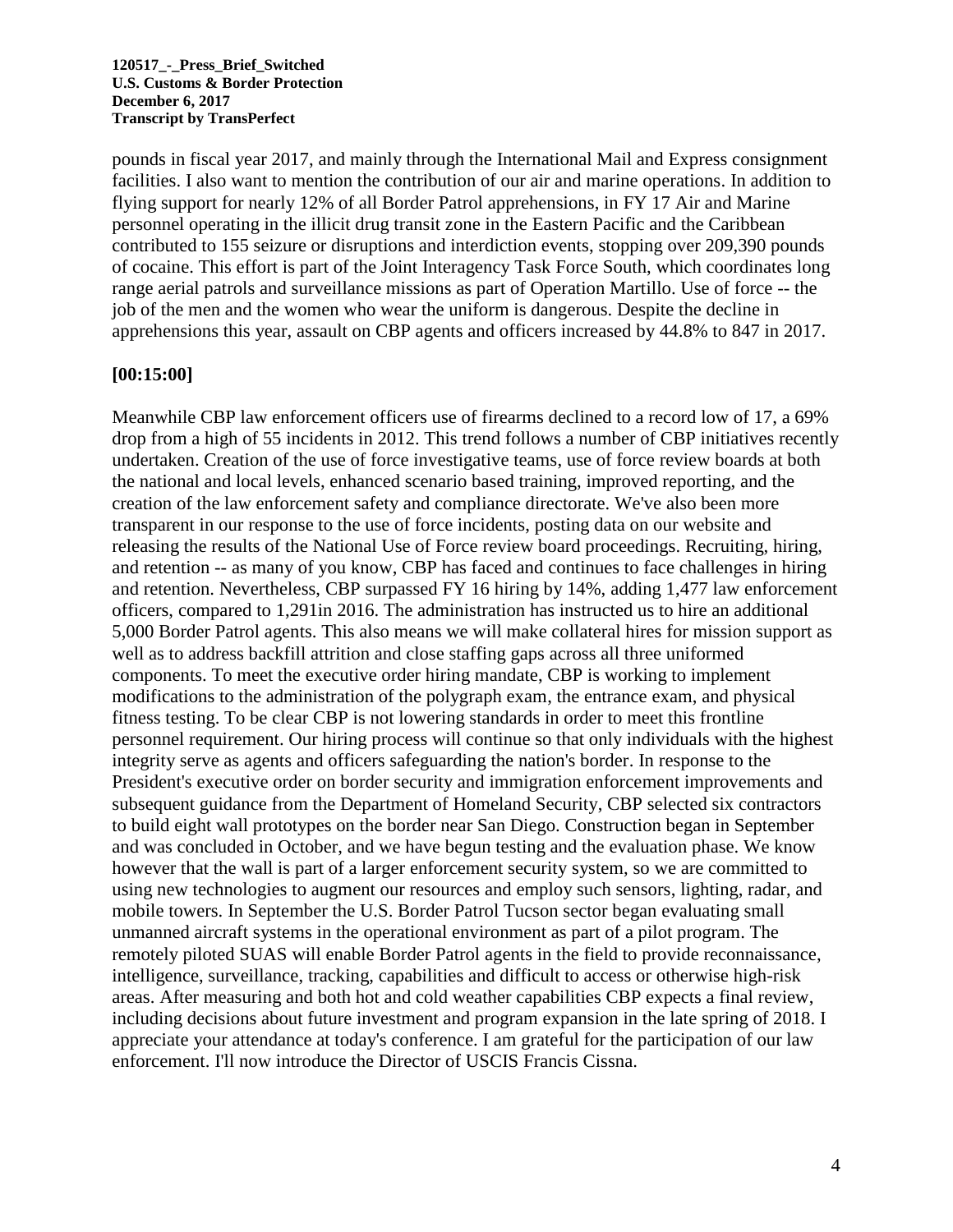pounds in fiscal year 2017, and mainly through the International Mail and Express consignment facilities. I also want to mention the contribution of our air and marine operations. In addition to flying support for nearly 12% of all Border Patrol apprehensions, in FY 17 Air and Marine personnel operating in the illicit drug transit zone in the Eastern Pacific and the Caribbean contributed to 155 seizure or disruptions and interdiction events, stopping over 209,390 pounds of cocaine. This effort is part of the Joint Interagency Task Force South, which coordinates long range aerial patrols and surveillance missions as part of Operation Martillo. Use of force -- the job of the men and the women who wear the uniform is dangerous. Despite the decline in apprehensions this year, assault on CBP agents and officers increased by 44.8% to 847 in 2017.

**[00:15:00]**

Meanwhile CBP law enforcement officers use of firearms declined to a record low of 17, a 69% drop from a high of 55 incidents in 2012. This trend follows a number of CBP initiatives recently undertaken. Creation of the use of force investigative teams, use of force review boards at both the national and local levels, enhanced scenario based training, improved reporting, and the creation of the law enforcement safety and compliance directorate. We've also been more transparent in our response to the use of force incidents, posting data on our website and releasing the results of the National Use of Force review board proceedings. Recruiting, hiring, and retention -- as many of you know, CBP has faced and continues to face challenges in hiring and retention. Nevertheless, CBP surpassed FY 16 hiring by 14%, adding 1,477 law enforcement officers, compared to 1,291in 2016. The administration has instructed us to hire an additional 5,000 Border Patrol agents. This also means we will make collateral hires for mission support as well as to address backfill attrition and close staffing gaps across all three uniformed components. To meet the executive order hiring mandate, CBP is working to implement modifications to the administration of the polygraph exam, the entrance exam, and physical fitness testing. To be clear CBP is not lowering standards in order to meet this frontline personnel requirement. Our hiring process will continue so that only individuals with the highest integrity serve as agents and officers safeguarding the nation's border. In response to the President's executive order on border security and immigration enforcement improvements and subsequent guidance from the Department of Homeland Security, CBP selected six contractors to build eight wall prototypes on the border near San Diego. Construction began in September and was concluded in October, and we have begun testing and the evaluation phase. We know however that the wall is part of a larger enforcement security system, so we are committed to using new technologies to augment our resources and employ such sensors, lighting, radar, and mobile towers. In September the U.S. Border Patrol Tucson sector began evaluating small unmanned aircraft systems in the operational environment as part of a pilot program. The remotely piloted SUAS will enable Border Patrol agents in the field to provide reconnaissance, intelligence, surveillance, tracking, capabilities and difficult to access or otherwise high-risk areas. After measuring and both hot and cold weather capabilities CBP expects a final review, including decisions about future investment and program expansion in the late spring of 2018. I appreciate your attendance at today's conference. I am grateful for the participation of our law enforcement. I'll now introduce the Director of USCIS Francis Cissna.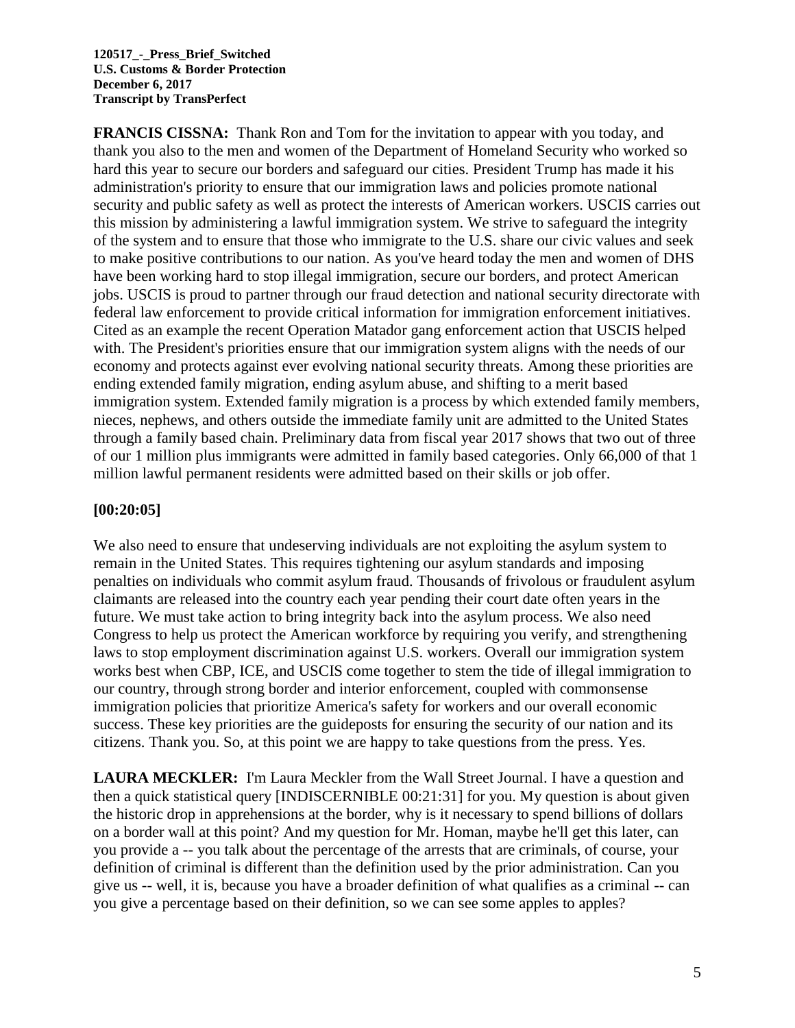**FRANCIS CISSNA:** Thank Ron and Tom for the invitation to appear with you today, and thank you also to the men and women of the Department of Homeland Security who worked so hard this year to secure our borders and safeguard our cities. President Trump has made it his administration's priority to ensure that our immigration laws and policies promote national security and public safety as well as protect the interests of American workers. USCIS carries out this mission by administering a lawful immigration system. We strive to safeguard the integrity of the system and to ensure that those who immigrate to the U.S. share our civic values and seek to make positive contributions to our nation. As you've heard today the men and women of DHS have been working hard to stop illegal immigration, secure our borders, and protect American jobs. USCIS is proud to partner through our fraud detection and national security directorate with federal law enforcement to provide critical information for immigration enforcement initiatives. Cited as an example the recent Operation Matador gang enforcement action that USCIS helped with. The President's priorities ensure that our immigration system aligns with the needs of our economy and protects against ever evolving national security threats. Among these priorities are ending extended family migration, ending asylum abuse, and shifting to a merit based immigration system. Extended family migration is a process by which extended family members, nieces, nephews, and others outside the immediate family unit are admitted to the United States through a family based chain. Preliminary data from fiscal year 2017 shows that two out of three of our 1 million plus immigrants were admitted in family based categories. Only 66,000 of that 1 million lawful permanent residents were admitted based on their skills or job offer.

**[00:20:05]**

We also need to ensure that undeserving individuals are not exploiting the asylum system to remain in the United States. This requires tightening our asylum standards and imposing penalties on individuals who commit asylum fraud. Thousands of frivolous or fraudulent asylum claimants are released into the country each year pending their court date often years in the future. We must take action to bring integrity back into the asylum process. We also need Congress to help us protect the American workforce by requiring you verify, and strengthening laws to stop employment discrimination against U.S. workers. Overall our immigration system works best when CBP, ICE, and USCIS come together to stem the tide of illegal immigration to our country, through strong border and interior enforcement, coupled with commonsense immigration policies that prioritize America's safety for workers and our overall economic success. These key priorities are the guideposts for ensuring the security of our nation and its citizens. Thank you. So, at this point we are happy to take questions from the press. Yes.

**LAURA MECKLER:** I'm Laura Meckler from the Wall Street Journal. I have a question and then a quick statistical query [INDISCERNIBLE 00:21:31] for you. My question is about given the historic drop in apprehensions at the border, why is it necessary to spend billions of dollars on a border wall at this point? And my question for Mr. Homan, maybe he'll get this later, can you provide a -- you talk about the percentage of the arrests that are criminals, of course, your definition of criminal is different than the definition used by the prior administration. Can you give us -- well, it is, because you have a broader definition of what qualifies as a criminal -- can you give a percentage based on their definition, so we can see some apples to apples?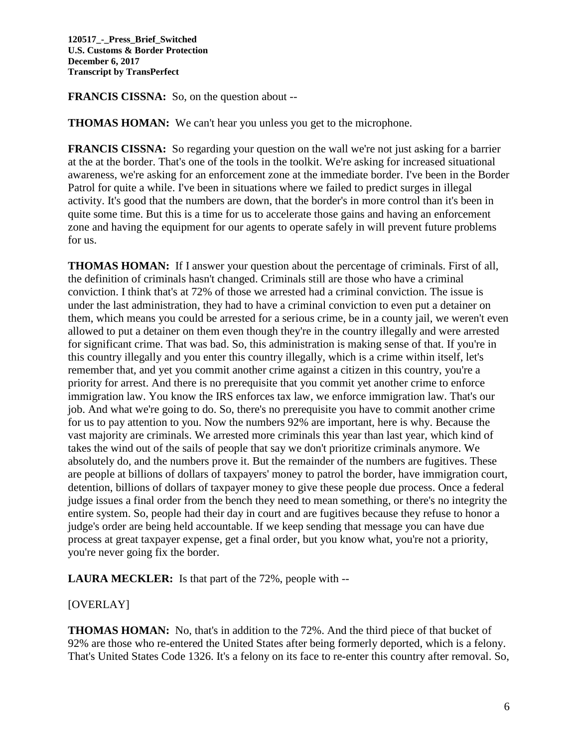**FRANCIS CISSNA:** So, on the question about --

**THOMAS HOMAN:** We can't hear you unless you get to the microphone.

**FRANCIS CISSNA:** So regarding your question on the wall we're not just asking for a barrier at the at the border. That's one of the tools in the toolkit. We're asking for increased situational awareness, we're asking for an enforcement zone at the immediate border. I've been in the Border Patrol for quite a while. I've been in situations where we failed to predict surges in illegal activity. It's good that the numbers are down, that the border's in more control than it's been in quite some time. But this is a time for us to accelerate those gains and having an enforcement zone and having the equipment for our agents to operate safely in will prevent future problems for us.

**THOMAS HOMAN:** If I answer your question about the percentage of criminals. First of all, the definition of criminals hasn't changed. Criminals still are those who have a criminal conviction. I think that's at 72% of those we arrested had a criminal conviction. The issue is under the last administration, they had to have a criminal conviction to even put a detainer on them, which means you could be arrested for a serious crime, be in a county jail, we weren't even allowed to put a detainer on them even though they're in the country illegally and were arrested for significant crime. That was bad. So, this administration is making sense of that. If you're in this country illegally and you enter this country illegally, which is a crime within itself, let's remember that, and yet you commit another crime against a citizen in this country, you're a priority for arrest. And there is no prerequisite that you commit yet another crime to enforce immigration law. You know the IRS enforces tax law, we enforce immigration law. That's our job. And what we're going to do. So, there's no prerequisite you have to commit another crime for us to pay attention to you. Now the numbers 92% are important, here is why. Because the vast majority are criminals. We arrested more criminals this year than last year, which kind of takes the wind out of the sails of people that say we don't prioritize criminals anymore. We absolutely do, and the numbers prove it. But the remainder of the numbers are fugitives. These are people at billions of dollars of taxpayers' money to patrol the border, have immigration court, detention, billions of dollars of taxpayer money to give these people due process. Once a federal judge issues a final order from the bench they need to mean something, or there's no integrity the entire system. So, people had their day in court and are fugitives because they refuse to honor a judge's order are being held accountable. If we keep sending that message you can have due process at great taxpayer expense, get a final order, but you know what, you're not a priority, you're never going fix the border.

**LAURA MECKLER:** Is that part of the 72%, people with --

[OVERLAY]

**THOMAS HOMAN:** No, that's in addition to the 72%. And the third piece of that bucket of 92% are those who re-entered the United States after being formerly deported, which is a felony. That's United States Code 1326. It's a felony on its face to re-enter this country after removal. So,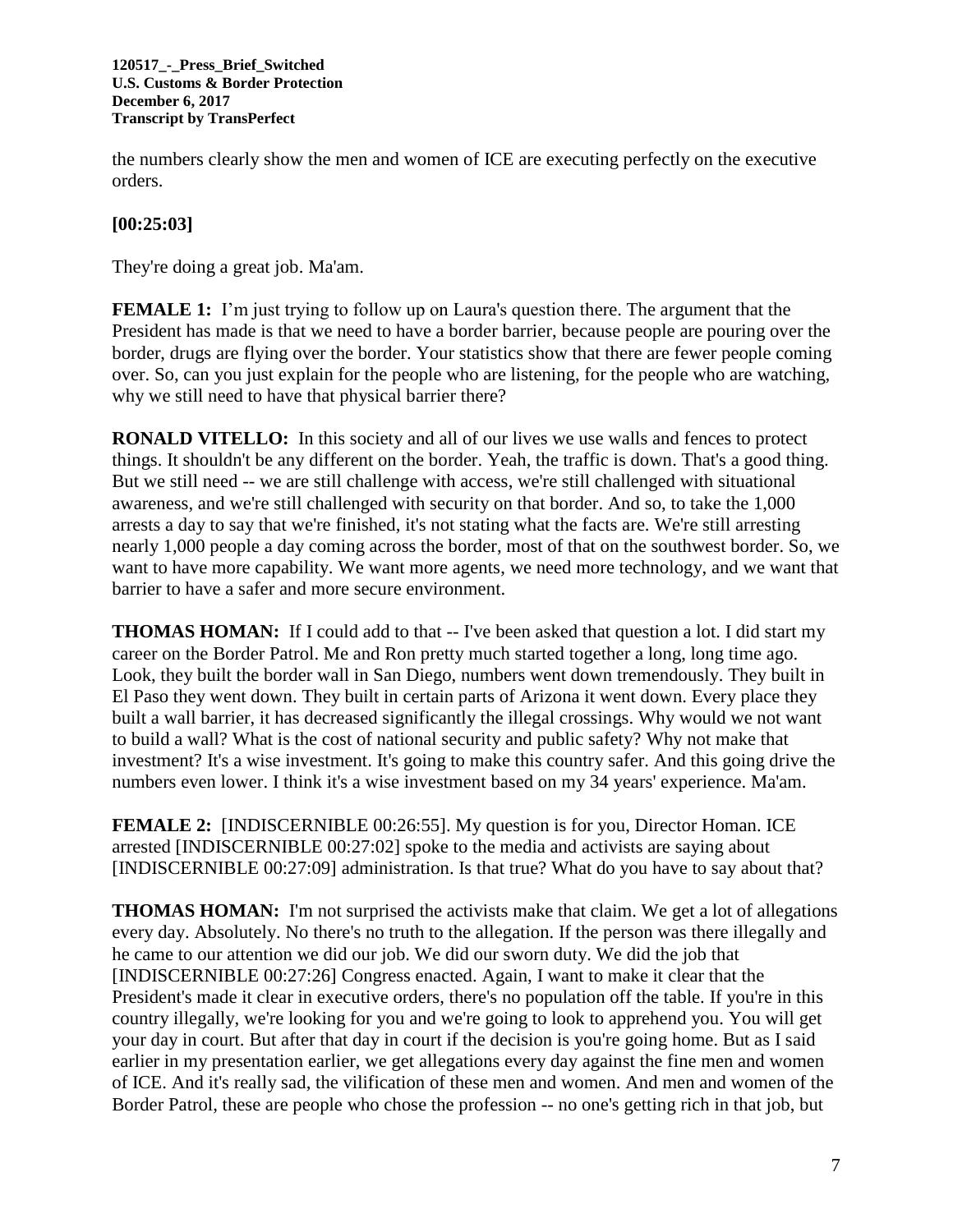the numbers clearly show the men and women of ICE are executing perfectly on the executive orders.

**[00:25:03]**

They're doing a great job. Ma'am.

**FEMALE 1:** I'm just trying to follow up on Laura's question there. The argument that the President has made is that we need to have a border barrier, because people are pouring over the border, drugs are flying over the border. Your statistics show that there are fewer people coming over. So, can you just explain for the people who are listening, for the people who are watching, why we still need to have that physical barrier there?

**RONALD VITELLO:** In this society and all of our lives we use walls and fences to protect things. It shouldn't be any different on the border. Yeah, the traffic is down. That's a good thing. But we still need -- we are still challenge with access, we're still challenged with situational awareness, and we're still challenged with security on that border. And so, to take the 1,000 arrests a day to say that we're finished, it's not stating what the facts are. We're still arresting nearly 1,000 people a day coming across the border, most of that on the southwest border. So, we want to have more capability. We want more agents, we need more technology, and we want that barrier to have a safer and more secure environment.

**THOMAS HOMAN:** If I could add to that -- I've been asked that question a lot. I did start my career on the Border Patrol. Me and Ron pretty much started together a long, long time ago. Look, they built the border wall in San Diego, numbers went down tremendously. They built in El Paso they went down. They built in certain parts of Arizona it went down. Every place they built a wall barrier, it has decreased significantly the illegal crossings. Why would we not want to build a wall? What is the cost of national security and public safety? Why not make that investment? It's a wise investment. It's going to make this country safer. And this going drive the numbers even lower. I think it's a wise investment based on my 34 years' experience. Ma'am.

**FEMALE 2:** [INDISCERNIBLE 00:26:55]. My question is for you, Director Homan. ICE arrested [INDISCERNIBLE 00:27:02] spoke to the media and activists are saying about [INDISCERNIBLE 00:27:09] administration. Is that true? What do you have to say about that?

**THOMAS HOMAN:** I'm not surprised the activists make that claim. We get a lot of allegations every day. Absolutely. No there's no truth to the allegation. If the person was there illegally and he came to our attention we did our job. We did our sworn duty. We did the job that [INDISCERNIBLE 00:27:26] Congress enacted. Again, I want to make it clear that the President's made it clear in executive orders, there's no population off the table. If you're in this country illegally, we're looking for you and we're going to look to apprehend you. You will get your day in court. But after that day in court if the decision is you're going home. But as I said earlier in my presentation earlier, we get allegations every day against the fine men and women of ICE. And it's really sad, the vilification of these men and women. And men and women of the Border Patrol, these are people who chose the profession -- no one's getting rich in that job, but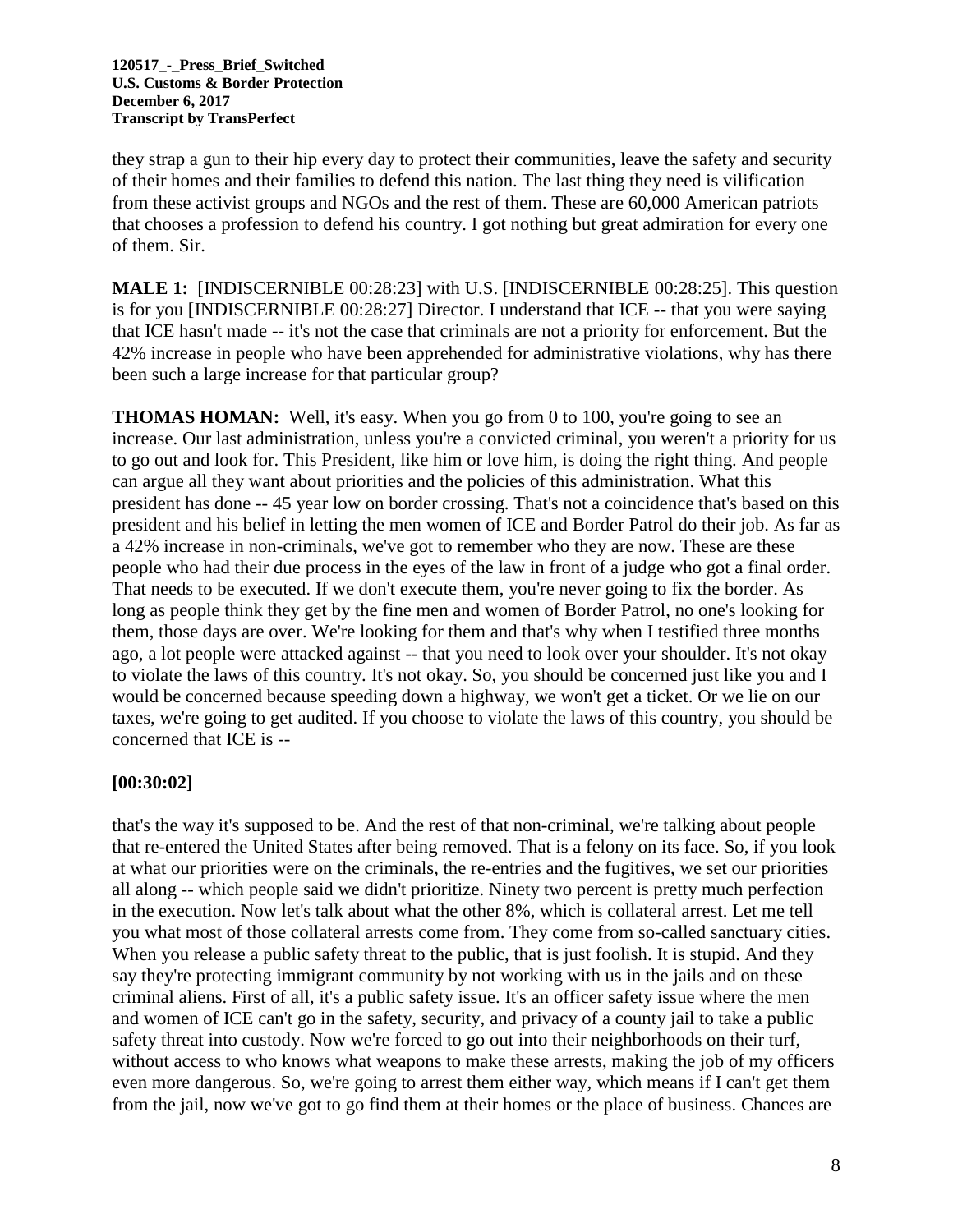they strap a gun to their hip every day to protect their communities, leave the safety and security of their homes and their families to defend this nation. The last thing they need is vilification from these activist groups and NGOs and the rest of them. These are 60,000 American patriots that chooses a profession to defend his country. I got nothing but great admiration for every one of them. Sir.

**MALE 1:** [INDISCERNIBLE 00:28:23] with U.S. [INDISCERNIBLE 00:28:25]. This question is for you [INDISCERNIBLE 00:28:27] Director. I understand that ICE -- that you were saying that ICE hasn't made -- it's not the case that criminals are not a priority for enforcement. But the 42% increase in people who have been apprehended for administrative violations, why has there been such a large increase for that particular group?

**THOMAS HOMAN:** Well, it's easy. When you go from 0 to 100, you're going to see an increase. Our last administration, unless you're a convicted criminal, you weren't a priority for us to go out and look for. This President, like him or love him, is doing the right thing. And people can argue all they want about priorities and the policies of this administration. What this president has done -- 45 year low on border crossing. That's not a coincidence that's based on this president and his belief in letting the men women of ICE and Border Patrol do their job. As far as a 42% increase in non-criminals, we've got to remember who they are now. These are these people who had their due process in the eyes of the law in front of a judge who got a final order. That needs to be executed. If we don't execute them, you're never going to fix the border. As long as people think they get by the fine men and women of Border Patrol, no one's looking for them, those days are over. We're looking for them and that's why when I testified three months ago, a lot people were attacked against -- that you need to look over your shoulder. It's not okay to violate the laws of this country. It's not okay. So, you should be concerned just like you and I would be concerned because speeding down a highway, we won't get a ticket. Or we lie on our taxes, we're going to get audited. If you choose to violate the laws of this country, you should be concerned that ICE is --

**[00:30:02]**

that's the way it's supposed to be. And the rest of that non-criminal, we're talking about people that re-entered the United States after being removed. That is a felony on its face. So, if you look at what our priorities were on the criminals, the re-entries and the fugitives, we set our priorities all along -- which people said we didn't prioritize. Ninety two percent is pretty much perfection in the execution. Now let's talk about what the other 8%, which is collateral arrest. Let me tell you what most of those collateral arrests come from. They come from so-called sanctuary cities. When you release a public safety threat to the public, that is just foolish. It is stupid. And they say they're protecting immigrant community by not working with us in the jails and on these criminal aliens. First of all, it's a public safety issue. It's an officer safety issue where the men and women of ICE can't go in the safety, security, and privacy of a county jail to take a public safety threat into custody. Now we're forced to go out into their neighborhoods on their turf, without access to who knows what weapons to make these arrests, making the job of my officers even more dangerous. So, we're going to arrest them either way, which means if I can't get them from the jail, now we've got to go find them at their homes or the place of business. Chances are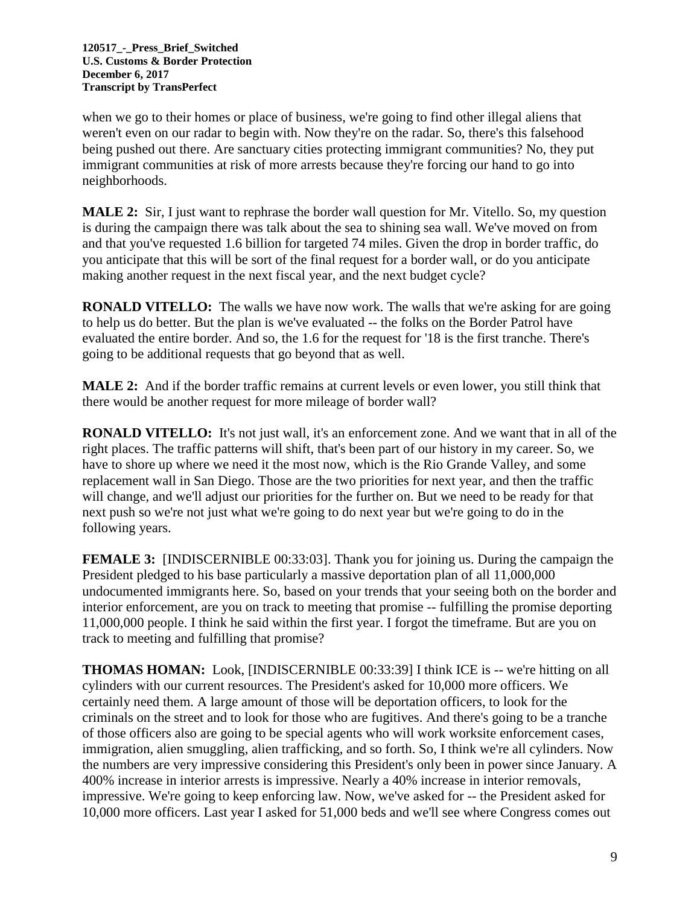when we go to their homes or place of business, we're going to find other illegal aliens that weren't even on our radar to begin with. Now they're on the radar. So, there's this falsehood being pushed out there. Are sanctuary cities protecting immigrant communities? No, they put immigrant communities at risk of more arrests because they're forcing our hand to go into neighborhoods.

**MALE 2:** Sir, I just want to rephrase the border wall question for Mr. Vitello. So, my question is during the campaign there was talk about the sea to shining sea wall. We've moved on from and that you've requested 1.6 billion for targeted 74 miles. Given the drop in border traffic, do you anticipate that this will be sort of the final request for a border wall, or do you anticipate making another request in the next fiscal year, and the next budget cycle?

**RONALD VITELLO:** The walls we have now work. The walls that we're asking for are going to help us do better. But the plan is we've evaluated -- the folks on the Border Patrol have evaluated the entire border. And so, the 1.6 for the request for '18 is the first tranche. There's going to be additional requests that go beyond that as well.

**MALE 2:** And if the border traffic remains at current levels or even lower, you still think that there would be another request for more mileage of border wall?

**RONALD VITELLO:** It's not just wall, it's an enforcement zone. And we want that in all of the right places. The traffic patterns will shift, that's been part of our history in my career. So, we have to shore up where we need it the most now, which is the Rio Grande Valley, and some replacement wall in San Diego. Those are the two priorities for next year, and then the traffic will change, and we'll adjust our priorities for the further on. But we need to be ready for that next push so we're not just what we're going to do next year but we're going to do in the following years.

**FEMALE 3:** [INDISCERNIBLE 00:33:03]. Thank you for joining us. During the campaign the President pledged to his base particularly a massive deportation plan of all 11,000,000 undocumented immigrants here. So, based on your trends that your seeing both on the border and interior enforcement, are you on track to meeting that promise -- fulfilling the promise deporting 11,000,000 people. I think he said within the first year. I forgot the timeframe. But are you on track to meeting and fulfilling that promise?

**THOMAS HOMAN:** Look, [INDISCERNIBLE 00:33:39] I think ICE is -- we're hitting on all cylinders with our current resources. The President's asked for 10,000 more officers. We certainly need them. A large amount of those will be deportation officers, to look for the criminals on the street and to look for those who are fugitives. And there's going to be a tranche of those officers also are going to be special agents who will work worksite enforcement cases, immigration, alien smuggling, alien trafficking, and so forth. So, I think we're all cylinders. Now the numbers are very impressive considering this President's only been in power since January. A 400% increase in interior arrests is impressive. Nearly a 40% increase in interior removals, impressive. We're going to keep enforcing law. Now, we've asked for -- the President asked for 10,000 more officers. Last year I asked for 51,000 beds and we'll see where Congress comes out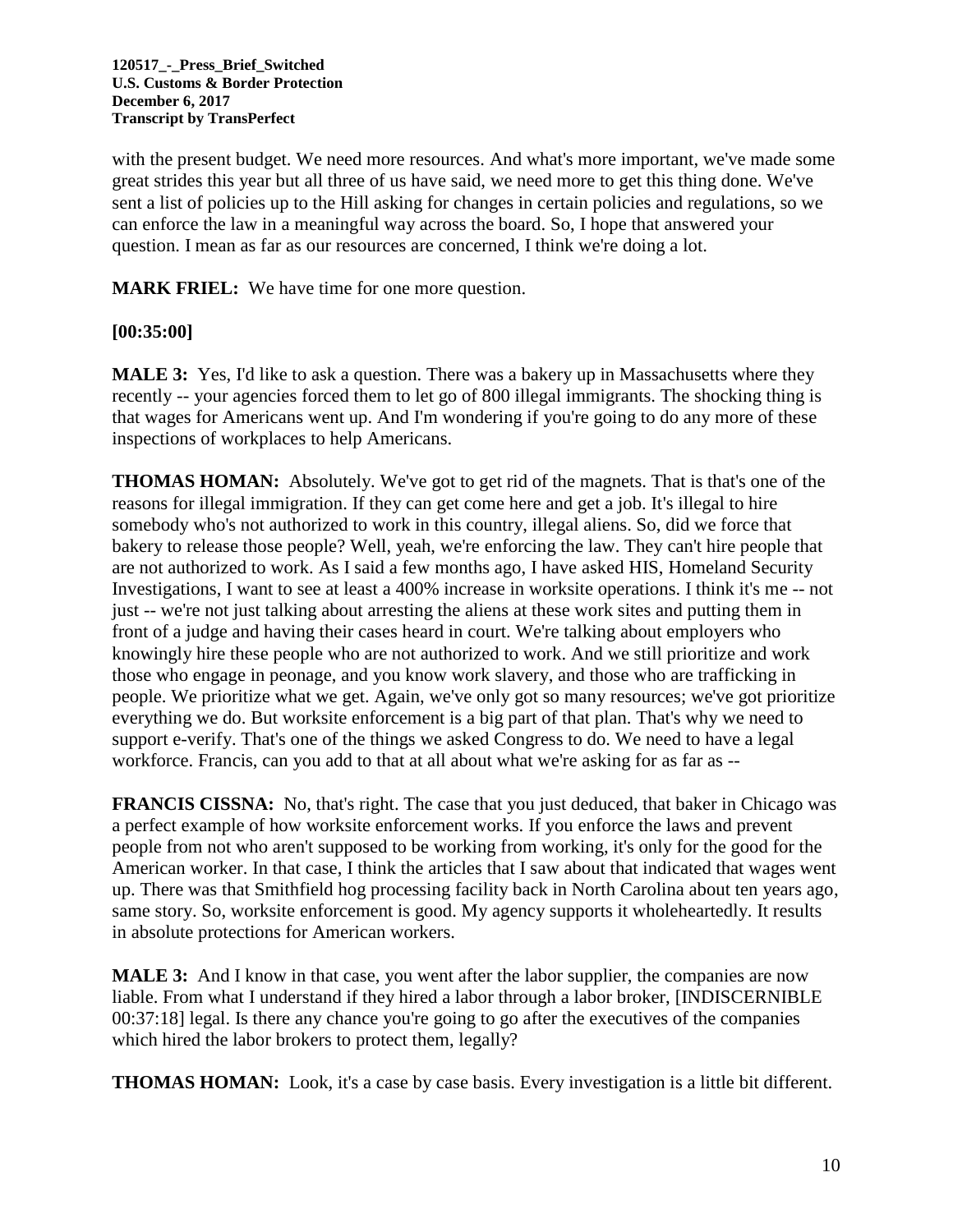with the present budget. We need more resources. And what's more important, we've made some great strides this year but all three of us have said, we need more to get this thing done. We've sent a list of policies up to the Hill asking for changes in certain policies and regulations, so we can enforce the law in a meaningful way across the board. So, I hope that answered your question. I mean as far as our resources are concerned, I think we're doing a lot.

**MARK FRIEL:** We have time for one more question.

**[00:35:00]**

**MALE 3:** Yes, I'd like to ask a question. There was a bakery up in Massachusetts where they recently -- your agencies forced them to let go of 800 illegal immigrants. The shocking thing is that wages for Americans went up. And I'm wondering if you're going to do any more of these inspections of workplaces to help Americans.

**THOMAS HOMAN:** Absolutely. We've got to get rid of the magnets. That is that's one of the reasons for illegal immigration. If they can get come here and get a job. It's illegal to hire somebody who's not authorized to work in this country, illegal aliens. So, did we force that bakery to release those people? Well, yeah, we're enforcing the law. They can't hire people that are not authorized to work. As I said a few months ago, I have asked HIS, Homeland Security Investigations, I want to see at least a 400% increase in worksite operations. I think it's me -- not just -- we're not just talking about arresting the aliens at these work sites and putting them in front of a judge and having their cases heard in court. We're talking about employers who knowingly hire these people who are not authorized to work. And we still prioritize and work those who engage in peonage, and you know work slavery, and those who are trafficking in people. We prioritize what we get. Again, we've only got so many resources; we've got prioritize everything we do. But worksite enforcement is a big part of that plan. That's why we need to support e-verify. That's one of the things we asked Congress to do. We need to have a legal workforce. Francis, can you add to that at all about what we're asking for as far as --

**FRANCIS CISSNA:** No, that's right. The case that you just deduced, that baker in Chicago was a perfect example of how worksite enforcement works. If you enforce the laws and prevent people from not who aren't supposed to be working from working, it's only for the good for the American worker. In that case, I think the articles that I saw about that indicated that wages went up. There was that Smithfield hog processing facility back in North Carolina about ten years ago, same story. So, worksite enforcement is good. My agency supports it wholeheartedly. It results in absolute protections for American workers.

**MALE 3:** And I know in that case, you went after the labor supplier, the companies are now liable. From what I understand if they hired a labor through a labor broker, [INDISCERNIBLE 00:37:18] legal. Is there any chance you're going to go after the executives of the companies which hired the labor brokers to protect them, legally?

**THOMAS HOMAN:** Look, it's a case by case basis. Every investigation is a little bit different.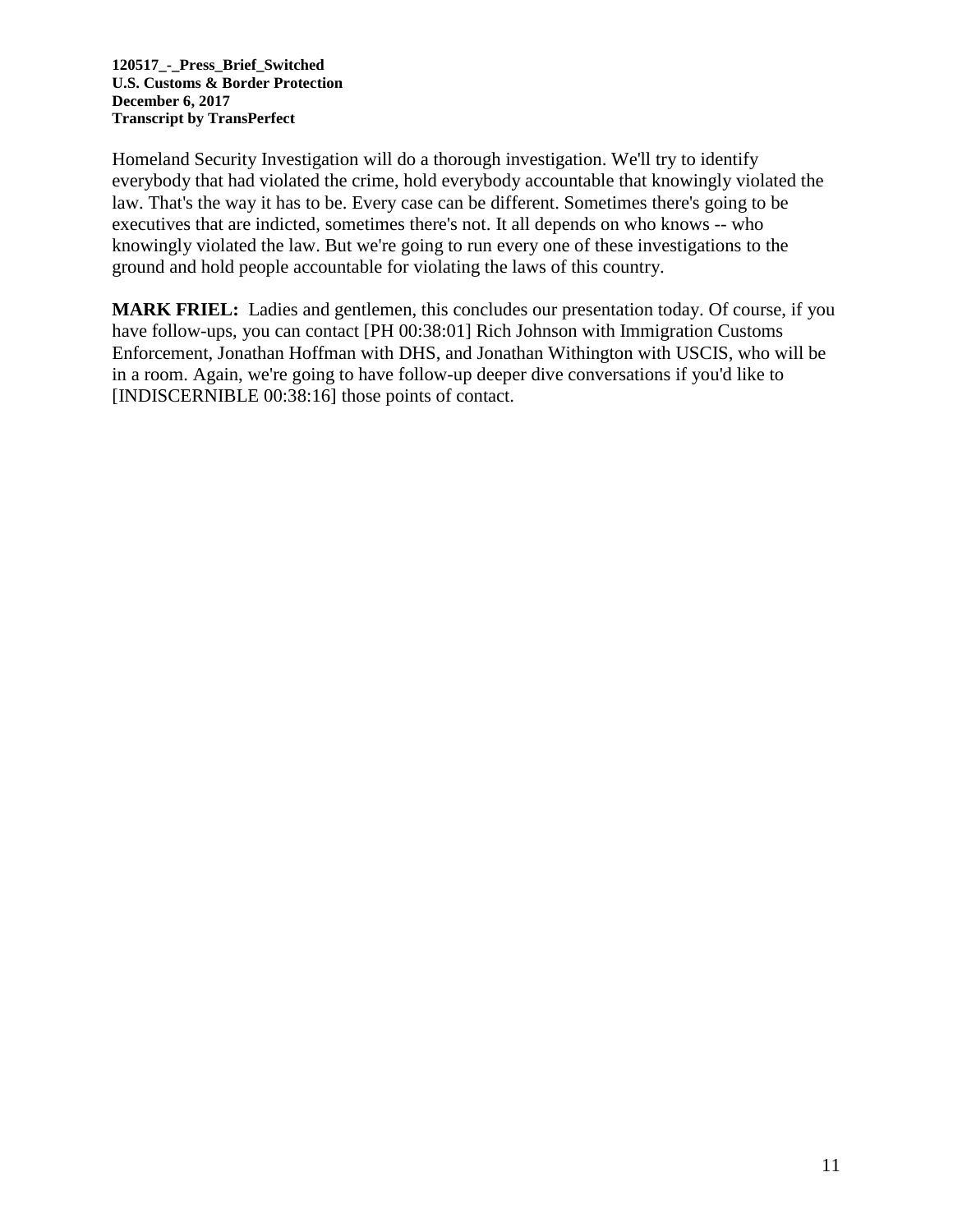Homeland Security Investigation will do a thorough investigation. We'll try to identify everybody that had violated the crime, hold everybody accountable that knowingly violated the law. That's the way it has to be. Every case can be different. Sometimes there's going to be executives that are indicted, sometimes there's not. It all depends on who knows -- who knowingly violated the law. But we're going to run every one of these investigations to the ground and hold people accountable for violating the laws of this country.

**MARK FRIEL:** Ladies and gentlemen, this concludes our presentation today. Of course, if you have follow-ups, you can contact [PH 00:38:01] Rich Johnson with Immigration Customs Enforcement, Jonathan Hoffman with DHS, and Jonathan Withington with USCIS, who will be in a room. Again, we're going to have follow-up deeper dive conversations if you'd like to [INDISCERNIBLE 00:38:16] those points of contact.